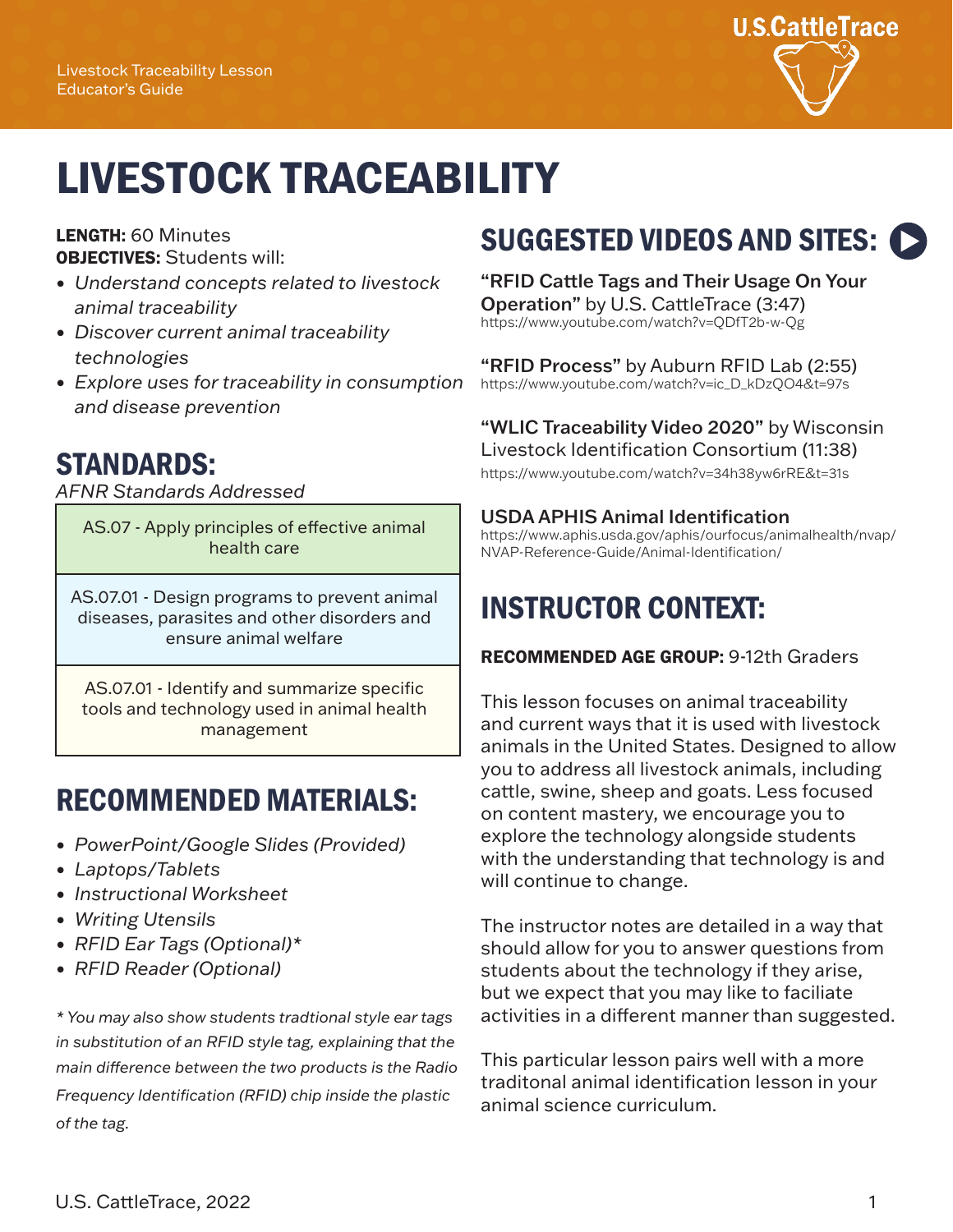Livestock Traceability Lesson
Educator's Guide

# LIVESTOCK TRACEABILITY

**LENGTH:** 60 Minutes
**OBJECTIVES:** Students will:

- *Understand concepts related to livestock animal traceability*
- *Discover current animal traceability technologies*
- *Explore uses for traceability in consumption and disease prevention*

## STANDARDS:

*AFNR Standards Addressed*

| AS.07 - Apply principles of effective animal health care |
|---|
| AS.07.01 - Design programs to prevent animal diseases, parasites and other disorders and ensure animal welfare |
| AS.07.01 - Identify and summarize specific tools and technology used in animal health management |

## RECOMMENDED MATERIALS:

- *PowerPoint/Google Slides (Provided)*
- *Laptops/Tablets*
- *Instructional Worksheet*
- *Writing Utensils*
- *RFID Ear Tags (Optional)**
- *RFID Reader (Optional)*

*\* You may also show students tradtional style ear tags in substitution of an RFID style tag, explaining that the main difference between the two products is the Radio Frequency Identification (RFID) chip inside the plastic of the tag.*

## SUGGESTED VIDEOS AND SITES:

**"RFID Cattle Tags and Their Usage On Your Operation"** by U.S. CattleTrace (3:47)
https://www.youtube.com/watch?v=QDfT2b-w-Qg

**"RFID Process"** by Auburn RFID Lab (2:55)
https://www.youtube.com/watch?v=ic_D_kDzQO4&t=97s

**"WLIC Traceability Video 2020"** by Wisconsin Livestock Identification Consortium (11:38)
https://www.youtube.com/watch?v=34h38yw6rRE&t=31s

**USDA APHIS Animal Identification**
https://www.aphis.usda.gov/aphis/ourfocus/animalhealth/nvap/NVAP-Reference-Guide/Animal-Identification/

## INSTRUCTOR CONTEXT:

**RECOMMENDED AGE GROUP:** 9-12th Graders

This lesson focuses on animal traceability and current ways that it is used with livestock animals in the United States. Designed to allow you to address all livestock animals, including cattle, swine, sheep and goats. Less focused on content mastery, we encourage you to explore the technology alongside students with the understanding that technology is and will continue to change.

The instructor notes are detailed in a way that should allow for you to answer questions from students about the technology if they arise, but we expect that you may like to faciliate activities in a different manner than suggested.

This particular lesson pairs well with a more traditonal animal identification lesson in your animal science curriculum.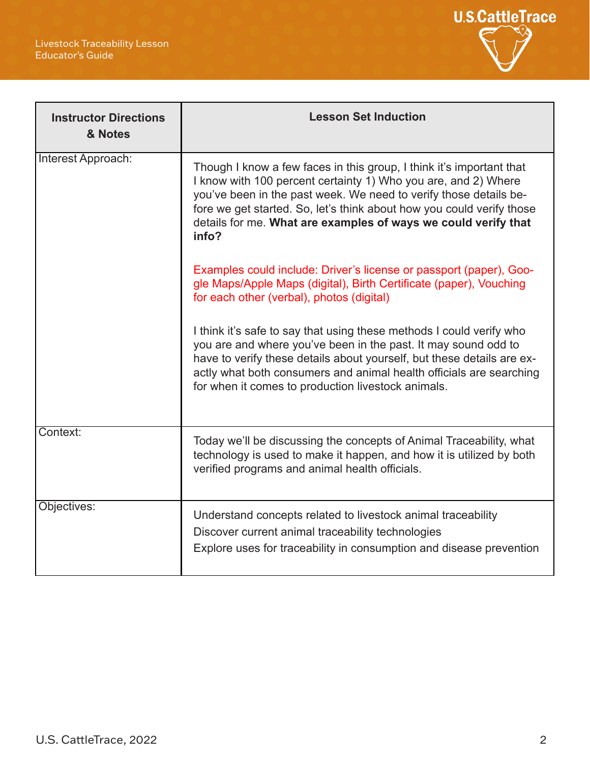| Instructor Directions & Notes | Lesson Set Induction |
|---|---|
| Interest Approach: | Though I know a few faces in this group, I think it's important that I know with 100 percent certainty 1) Who you are, and 2) Where you've been in the past week. We need to verify those details before we get started. So, let's think about how you could verify those details for me. **What are examples of ways we could verify that info?**<br><br>Examples could include: Driver's license or passport (paper), Google Maps/Apple Maps (digital), Birth Certificate (paper), Vouching for each other (verbal), photos (digital)<br><br>I think it's safe to say that using these methods I could verify who you are and where you've been in the past. It may sound odd to have to verify these details about yourself, but these details are exactly what both consumers and animal health officials are searching for when it comes to production livestock animals. |
| Context: | Today we'll be discussing the concepts of Animal Traceability, what technology is used to make it happen, and how it is utilized by both verified programs and animal health officials. |
| Objectives: | Understand concepts related to livestock animal traceability<br>Discover current animal traceability technologies<br>Explore uses for traceability in consumption and disease prevention |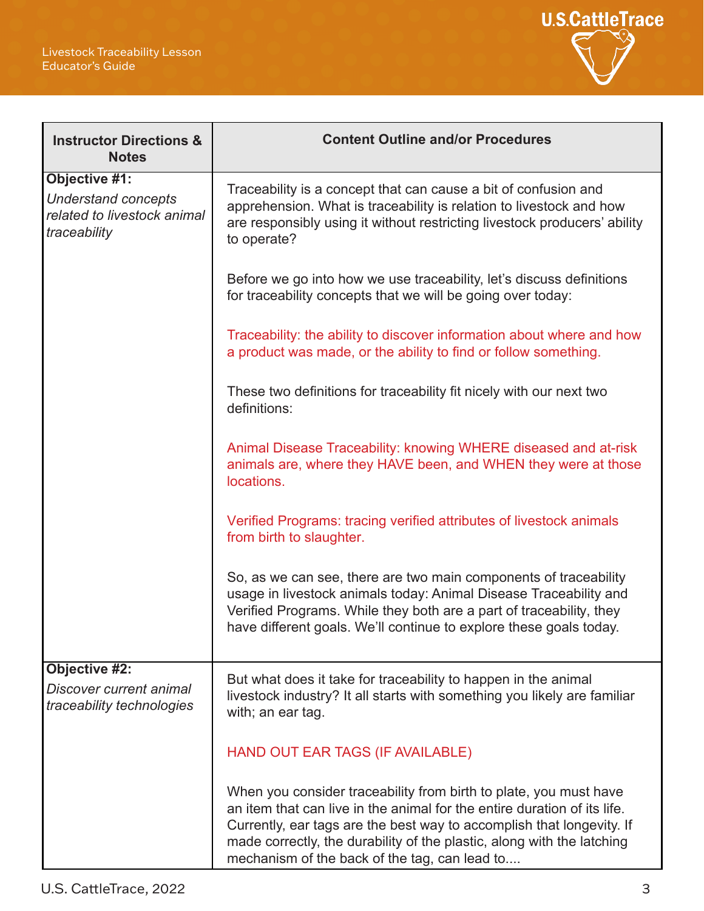| Instructor Directions & Notes | Content Outline and/or Procedures |
|---|---|
| **Objective #1:** *Understand concepts related to livestock animal traceability* | Traceability is a concept that can cause a bit of confusion and apprehension. What is traceability is relation to livestock and how are responsibly using it without restricting livestock producers' ability to operate?<br><br>Before we go into how we use traceability, let's discuss definitions for traceability concepts that we will be going over today:<br><br>Traceability: the ability to discover information about where and how a product was made, or the ability to find or follow something.<br><br>These two definitions for traceability fit nicely with our next two definitions:<br><br>Animal Disease Traceability: knowing WHERE diseased and at-risk animals are, where they HAVE been, and WHEN they were at those locations.<br><br>Verified Programs: tracing verified attributes of livestock animals from birth to slaughter.<br><br>So, as we can see, there are two main components of traceability usage in livestock animals today: Animal Disease Traceability and Verified Programs. While they both are a part of traceability, they have different goals. We'll continue to explore these goals today. |
| **Objective #2:** *Discover current animal traceability technologies* | But what does it take for traceability to happen in the animal livestock industry? It all starts with something you likely are familiar with; an ear tag.<br><br>HAND OUT EAR TAGS (IF AVAILABLE)<br><br>When you consider traceability from birth to plate, you must have an item that can live in the animal for the entire duration of its life. Currently, ear tags are the best way to accomplish that longevity. If made correctly, the durability of the plastic, along with the latching mechanism of the back of the tag, can lead to.... |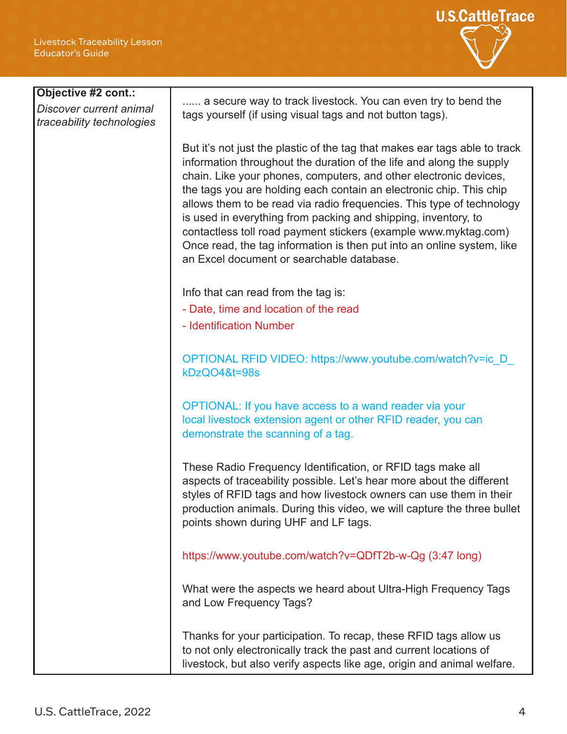| **Objective #2 cont.:** *Discover current animal traceability technologies* | ...... a secure way to track livestock. You can even try to bend the tags yourself (if using visual tags and not button tags).<br><br>But it's not just the plastic of the tag that makes ear tags able to track information throughout the duration of the life and along the supply chain. Like your phones, computers, and other electronic devices, the tags you are holding each contain an electronic chip. This chip allows them to be read via radio frequencies. This type of technology is used in everything from packing and shipping, inventory, to contactless toll road payment stickers (example www.myktag.com) Once read, the tag information is then put into an online system, like an Excel document or searchable database.<br><br>Info that can read from the tag is:<br>- Date, time and location of the read<br>- Identification Number<br><br>OPTIONAL RFID VIDEO: https://www.youtube.com/watch?v=ic_D_kDzQO4&t=98s<br><br>OPTIONAL: If you have access to a wand reader via your local livestock extension agent or other RFID reader, you can demonstrate the scanning of a tag.<br><br>These Radio Frequency Identification, or RFID tags make all aspects of traceability possible. Let's hear more about the different styles of RFID tags and how livestock owners can use them in their production animals. During this video, we will capture the three bullet points shown during UHF and LF tags.<br><br>https://www.youtube.com/watch?v=QDfT2b-w-Qg (3:47 long)<br><br>What were the aspects we heard about Ultra-High Frequency Tags and Low Frequency Tags?<br><br>Thanks for your participation. To recap, these RFID tags allow us to not only electronically track the past and current locations of livestock, but also verify aspects like age, origin and animal welfare. |
|---|---|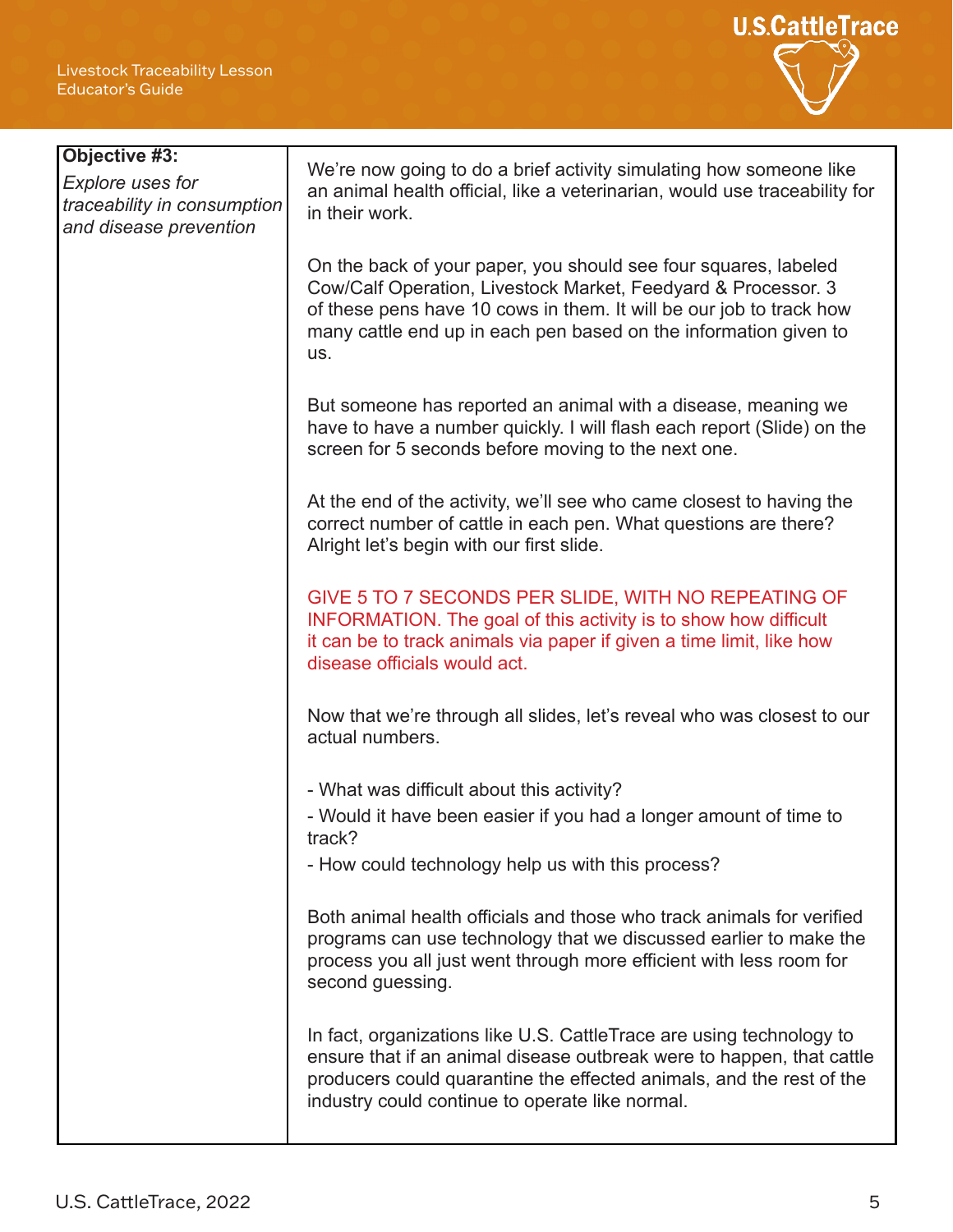| Objective #3: *Explore uses for traceability in consumption and disease prevention* | We're now going to do a brief activity simulating how someone like an animal health official, like a veterinarian, would use traceability for in their work.<br><br>On the back of your paper, you should see four squares, labeled Cow/Calf Operation, Livestock Market, Feedyard & Processor. 3 of these pens have 10 cows in them. It will be our job to track how many cattle end up in each pen based on the information given to us.<br><br>But someone has reported an animal with a disease, meaning we have to have a number quickly. I will flash each report (Slide) on the screen for 5 seconds before moving to the next one.<br><br>At the end of the activity, we'll see who came closest to having the correct number of cattle in each pen. What questions are there? Alright let's begin with our first slide.<br><br>GIVE 5 TO 7 SECONDS PER SLIDE, WITH NO REPEATING OF INFORMATION. The goal of this activity is to show how difficult it can be to track animals via paper if given a time limit, like how disease officials would act.<br><br>Now that we're through all slides, let's reveal who was closest to our actual numbers.<br><br>- What was difficult about this activity?<br>- Would it have been easier if you had a longer amount of time to track?<br>- How could technology help us with this process?<br><br>Both animal health officials and those who track animals for verified programs can use technology that we discussed earlier to make the process you all just went through more efficient with less room for second guessing.<br><br>In fact, organizations like U.S. CattleTrace are using technology to ensure that if an animal disease outbreak were to happen, that cattle producers could quarantine the effected animals, and the rest of the industry could continue to operate like normal. |
|---|---|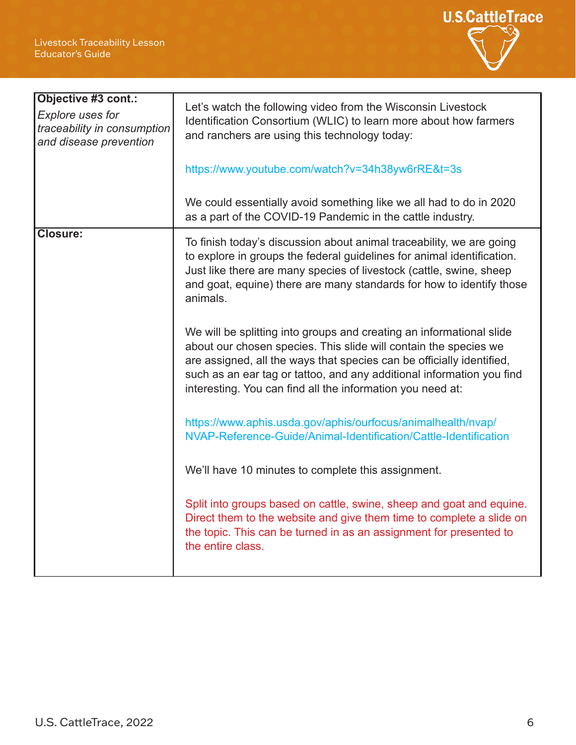| Objective #3 cont.: *Explore uses for traceability in consumption and disease prevention* | Let's watch the following video from the Wisconsin Livestock Identification Consortium (WLIC) to learn more about how farmers and ranchers are using this technology today:<br><br>https://www.youtube.com/watch?v=34h38yw6rRE&t=3s<br><br>We could essentially avoid something like we all had to do in 2020 as a part of the COVID-19 Pandemic in the cattle industry. |
|---|---|
| **Closure:** | To finish today's discussion about animal traceability, we are going to explore in groups the federal guidelines for animal identification. Just like there are many species of livestock (cattle, swine, sheep and goat, equine) there are many standards for how to identify those animals.<br><br>We will be splitting into groups and creating an informational slide about our chosen species. This slide will contain the species we are assigned, all the ways that species can be officially identified, such as an ear tag or tattoo, and any additional information you find interesting. You can find all the information you need at:<br><br>https://www.aphis.usda.gov/aphis/ourfocus/animalhealth/nvap/NVAP-Reference-Guide/Animal-Identification/Cattle-Identification<br><br>We'll have 10 minutes to complete this assignment.<br><br>Split into groups based on cattle, swine, sheep and goat and equine. Direct them to the website and give them time to complete a slide on the topic. This can be turned in as an assignment for presented to the entire class. |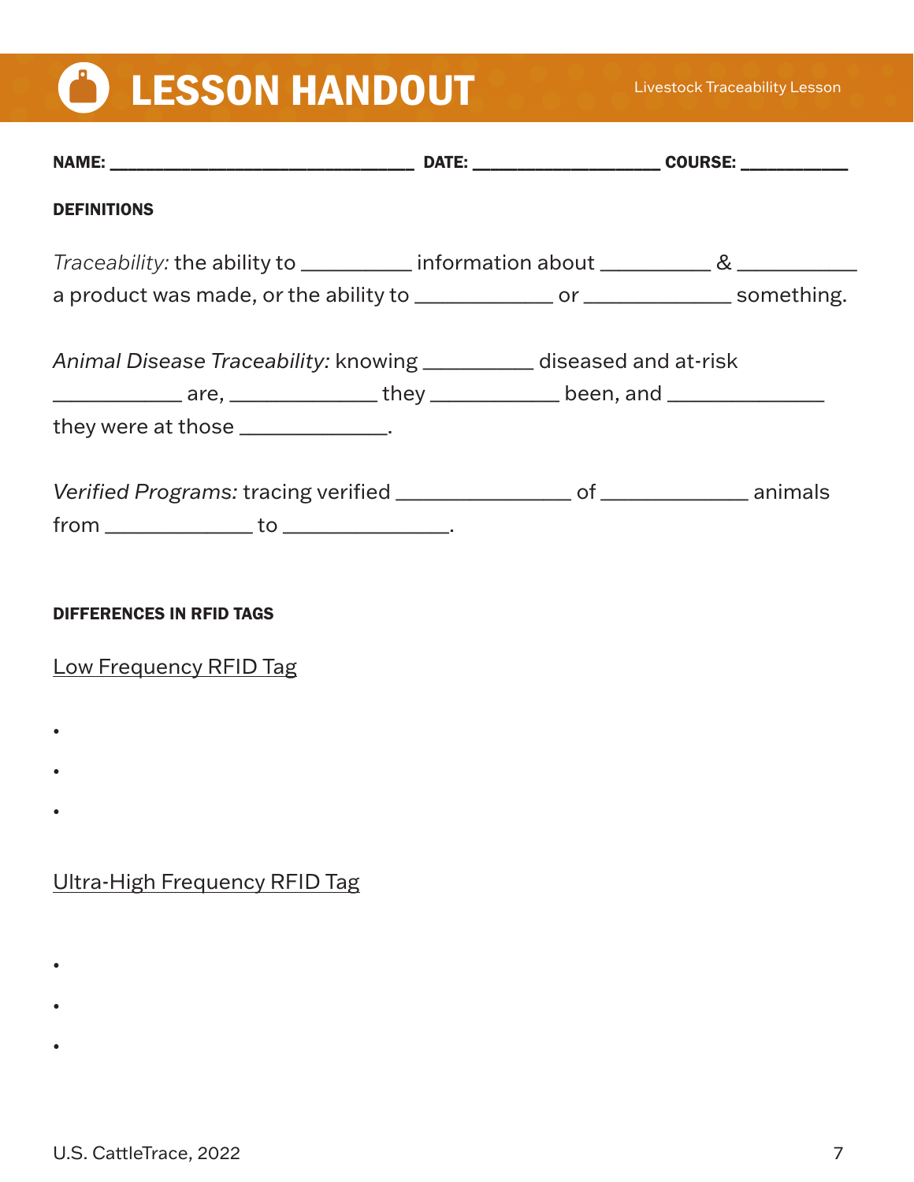# LESSON HANDOUT

Livestock Traceability Lesson

**NAME:** ________________________________ **DATE:** ____________________ **COURSE:** ___________

**DEFINITIONS**

*Traceability:* the ability to __________ information about __________ & ___________ a product was made, or the ability to _____________ or ______________ something.

*Animal Disease Traceability:* knowing __________ diseased and at-risk ____________ are, ______________ they ____________ been, and ______________ they were at those ______________.

*Verified Programs:* tracing verified ________________ of ______________ animals from ______________ to ________________.

**DIFFERENCES IN RFID TAGS**

Low Frequency RFID Tag

- 
- 
- 

Ultra-High Frequency RFID Tag

- 
- 
- 

U.S. CattleTrace, 2022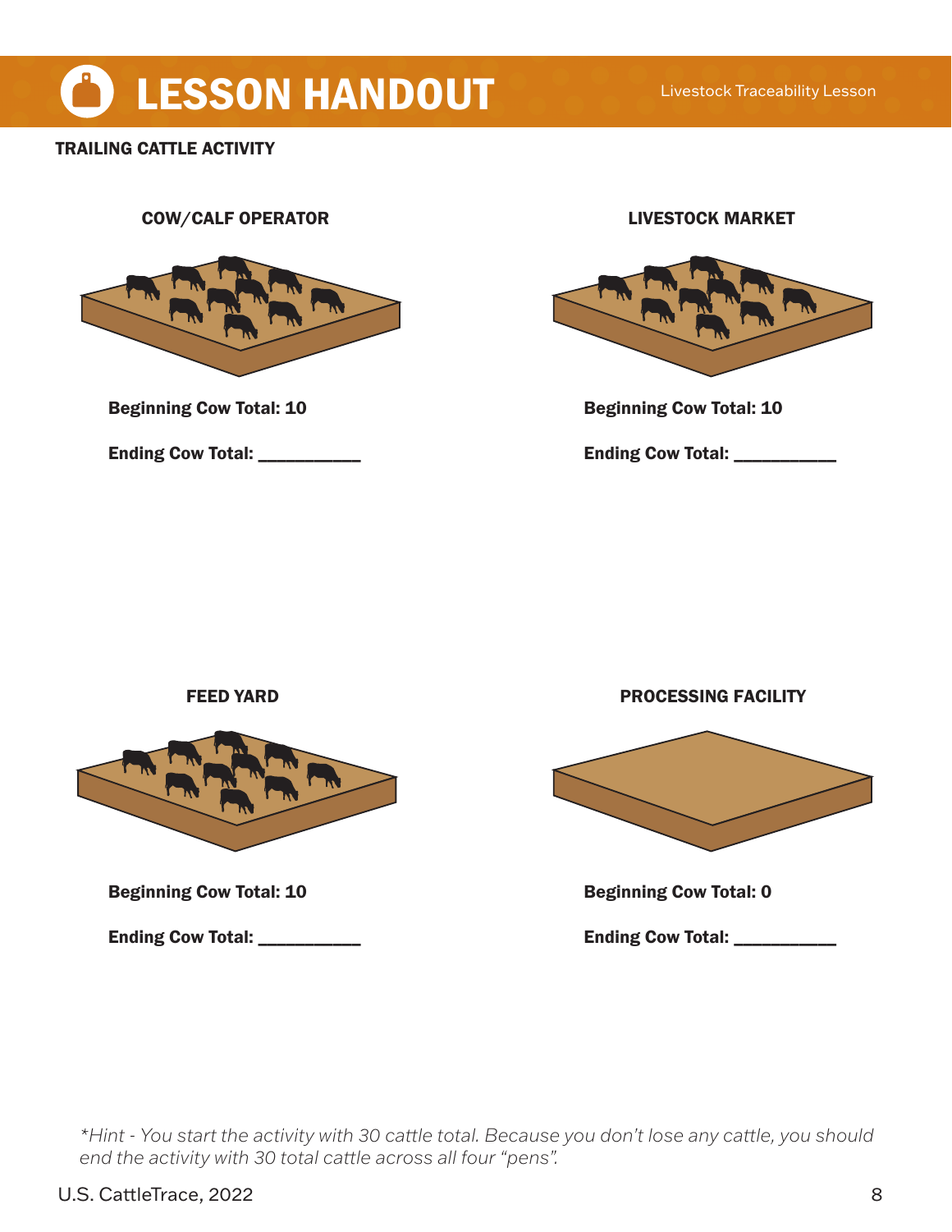# LESSON HANDOUT

Livestock Traceability Lesson

## TRAILING CATTLE ACTIVITY

### COW/CALF OPERATOR

**Beginning Cow Total: 10**

**Ending Cow Total: __________**

### LIVESTOCK MARKET

**Beginning Cow Total: 10**

**Ending Cow Total: __________**

### FEED YARD

**Beginning Cow Total: 10**

**Ending Cow Total: __________**

### PROCESSING FACILITY

**Beginning Cow Total: 0**

**Ending Cow Total: __________**

*\*Hint - You start the activity with 30 cattle total. Because you don't lose any cattle, you should end the activity with 30 total cattle across all four "pens".*

U.S. CattleTrace, 2022